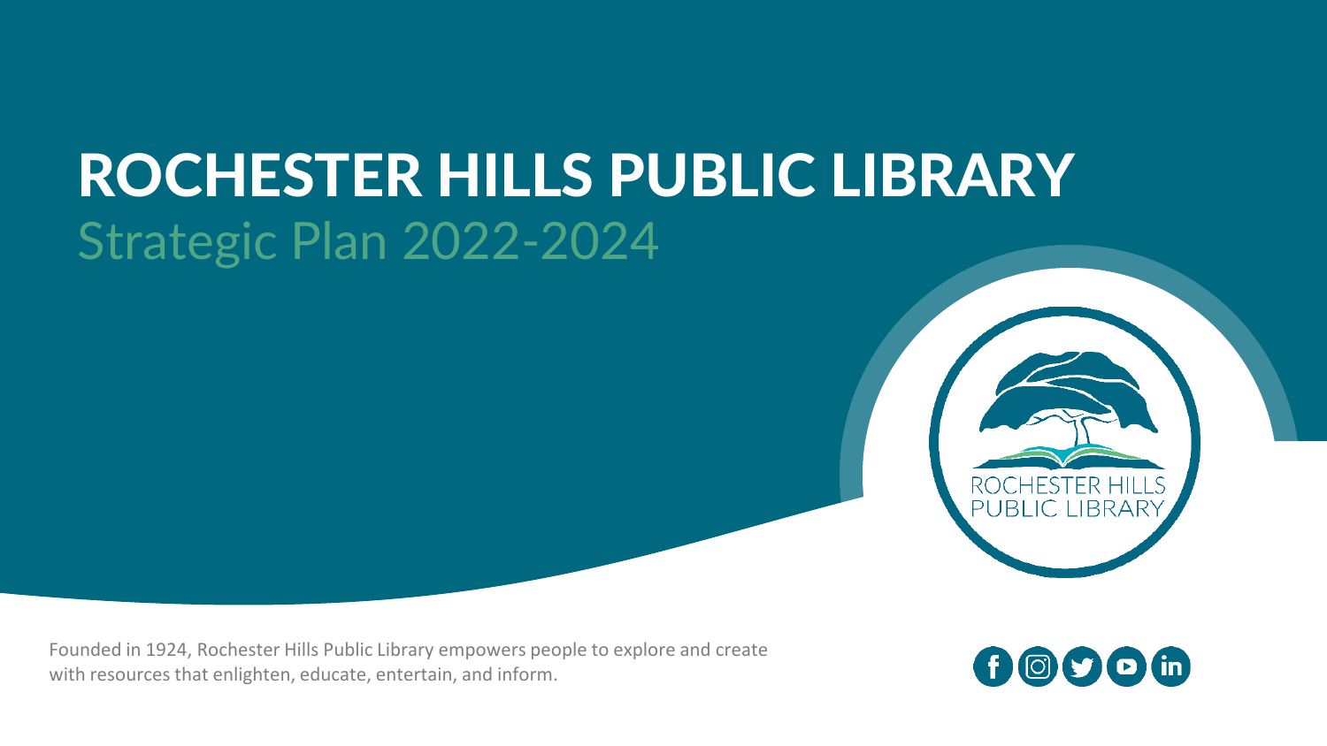# ROCHESTER HILLS PUBLIC LIBRARY

## Strategic Plan 2022-2024

Founded in 1924, Rochester Hills Public Library empowers people to explore and create with resources that enlighten, educate, entertain, and inform.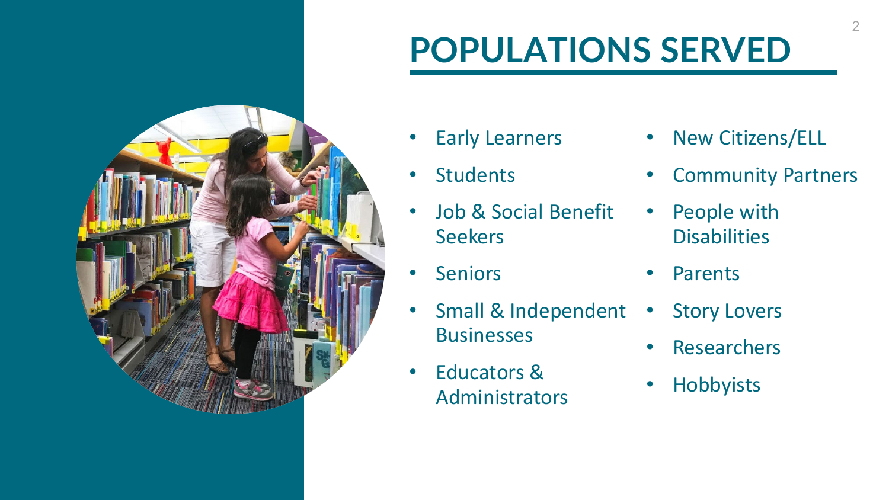# POPULATIONS SERVED

- Early Learners
- Students
- Job & Social Benefit Seekers
- Seniors
- Small & Independent Businesses
- Educators & Administrators
- New Citizens/ELL
- Community Partners
- People with Disabilities
- Parents
- Story Lovers
- Researchers
- Hobbyists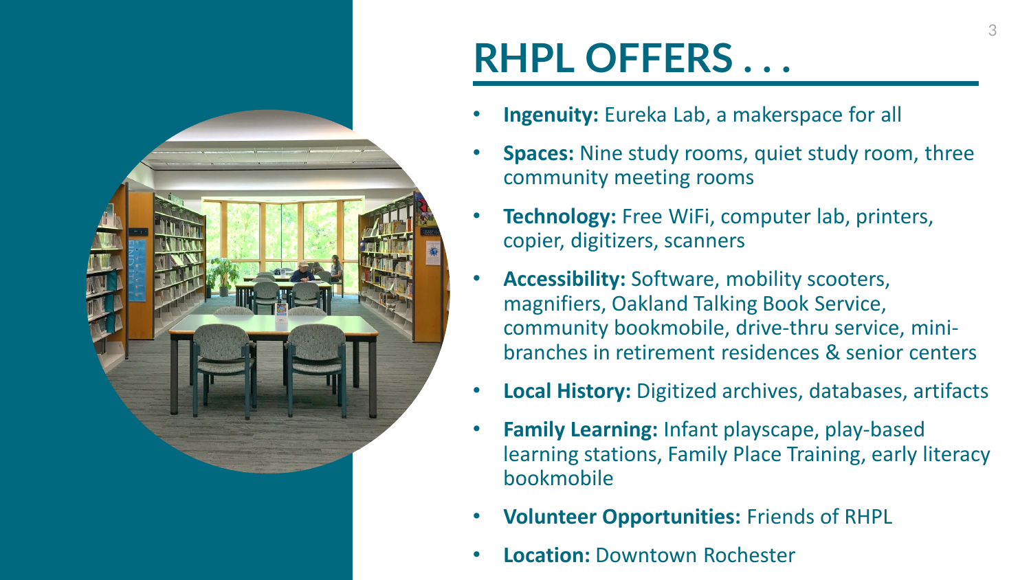# RHPL OFFERS . . .

- **Ingenuity:** Eureka Lab, a makerspace for all
- **Spaces:** Nine study rooms, quiet study room, three community meeting rooms
- **Technology:** Free WiFi, computer lab, printers, copier, digitizers, scanners
- **Accessibility:** Software, mobility scooters, magnifiers, Oakland Talking Book Service, community bookmobile, drive-thru service, mini-branches in retirement residences & senior centers
- **Local History:** Digitized archives, databases, artifacts
- **Family Learning:** Infant playscape, play-based learning stations, Family Place Training, early literacy bookmobile
- **Volunteer Opportunities:** Friends of RHPL
- **Location:** Downtown Rochester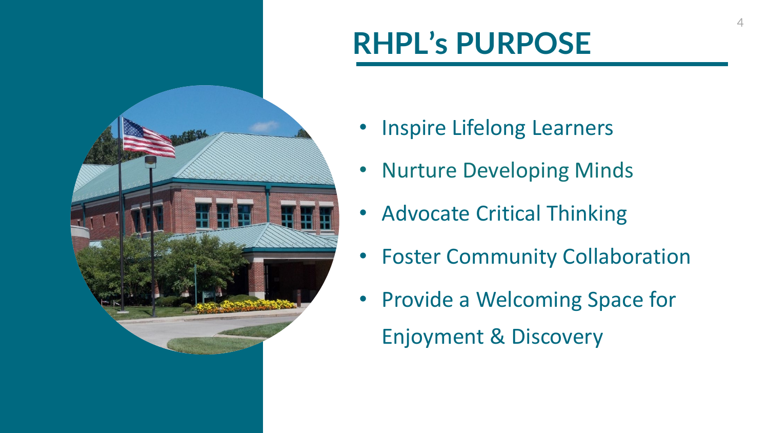# RHPL's PURPOSE

- Inspire Lifelong Learners
- Nurture Developing Minds
- Advocate Critical Thinking
- Foster Community Collaboration
- Provide a Welcoming Space for Enjoyment & Discovery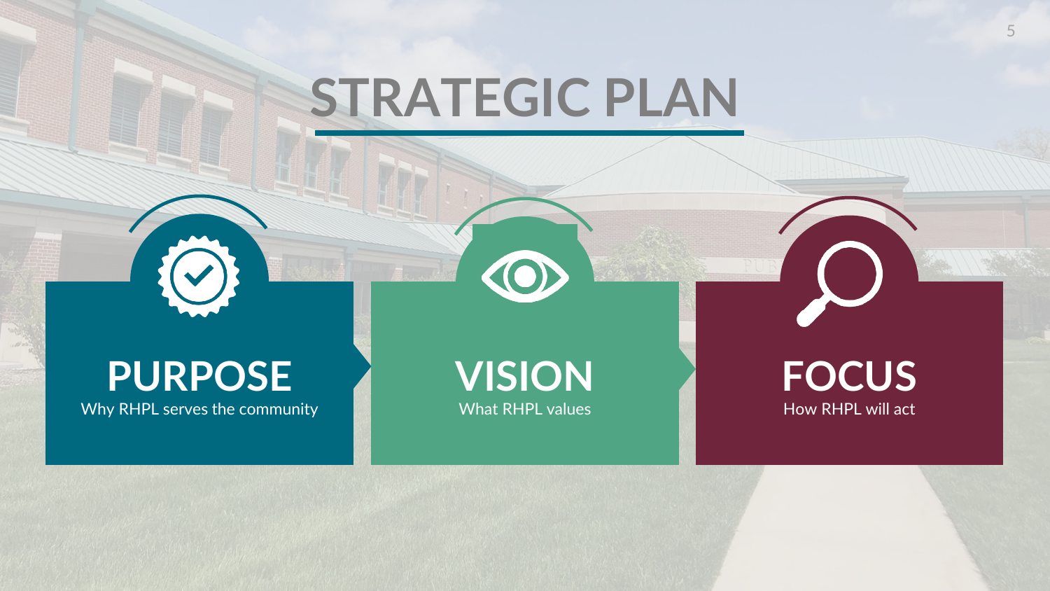# STRATEGIC PLAN

## PURPOSE
Why RHPL serves the community

## VISION
What RHPL values

## FOCUS
How RHPL will act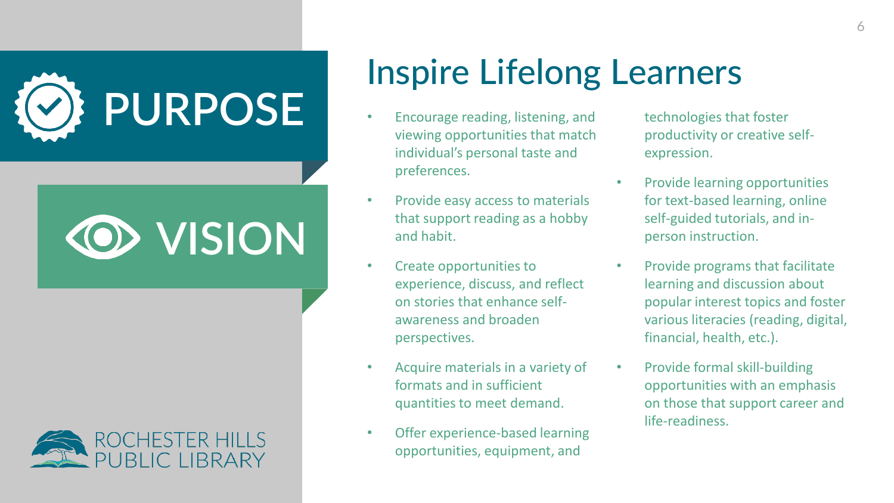# PURPOSE

# VISION

ROCHESTER HILLS PUBLIC LIBRARY

## Inspire Lifelong Learners

- Encourage reading, listening, and viewing opportunities that match individual's personal taste and preferences.
- Provide easy access to materials that support reading as a hobby and habit.
- Create opportunities to experience, discuss, and reflect on stories that enhance self-awareness and broaden perspectives.
- Acquire materials in a variety of formats and in sufficient quantities to meet demand.
- Offer experience-based learning opportunities, equipment, and technologies that foster productivity or creative self-expression.
- Provide learning opportunities for text-based learning, online self-guided tutorials, and in-person instruction.
- Provide programs that facilitate learning and discussion about popular interest topics and foster various literacies (reading, digital, financial, health, etc.).
- Provide formal skill-building opportunities with an emphasis on those that support career and life-readiness.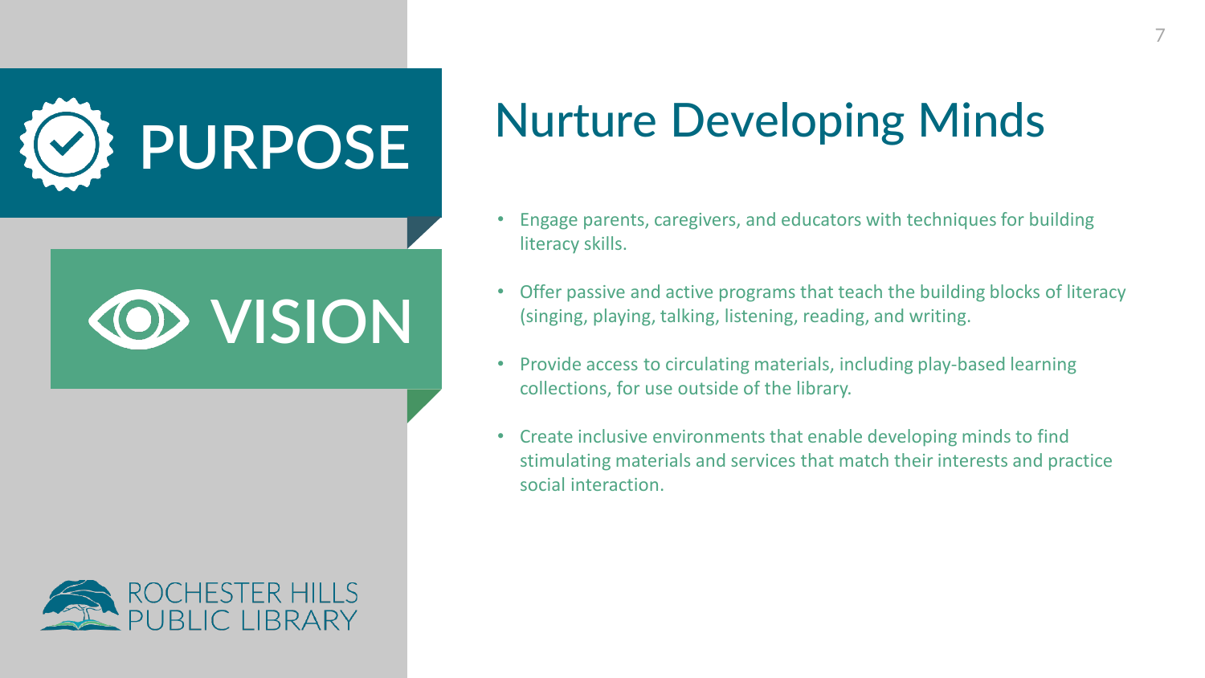# PURPOSE

# VISION

ROCHESTER HILLS PUBLIC LIBRARY

## Nurture Developing Minds

- Engage parents, caregivers, and educators with techniques for building literacy skills.
- Offer passive and active programs that teach the building blocks of literacy (singing, playing, talking, listening, reading, and writing.
- Provide access to circulating materials, including play-based learning collections, for use outside of the library.
- Create inclusive environments that enable developing minds to find stimulating materials and services that match their interests and practice social interaction.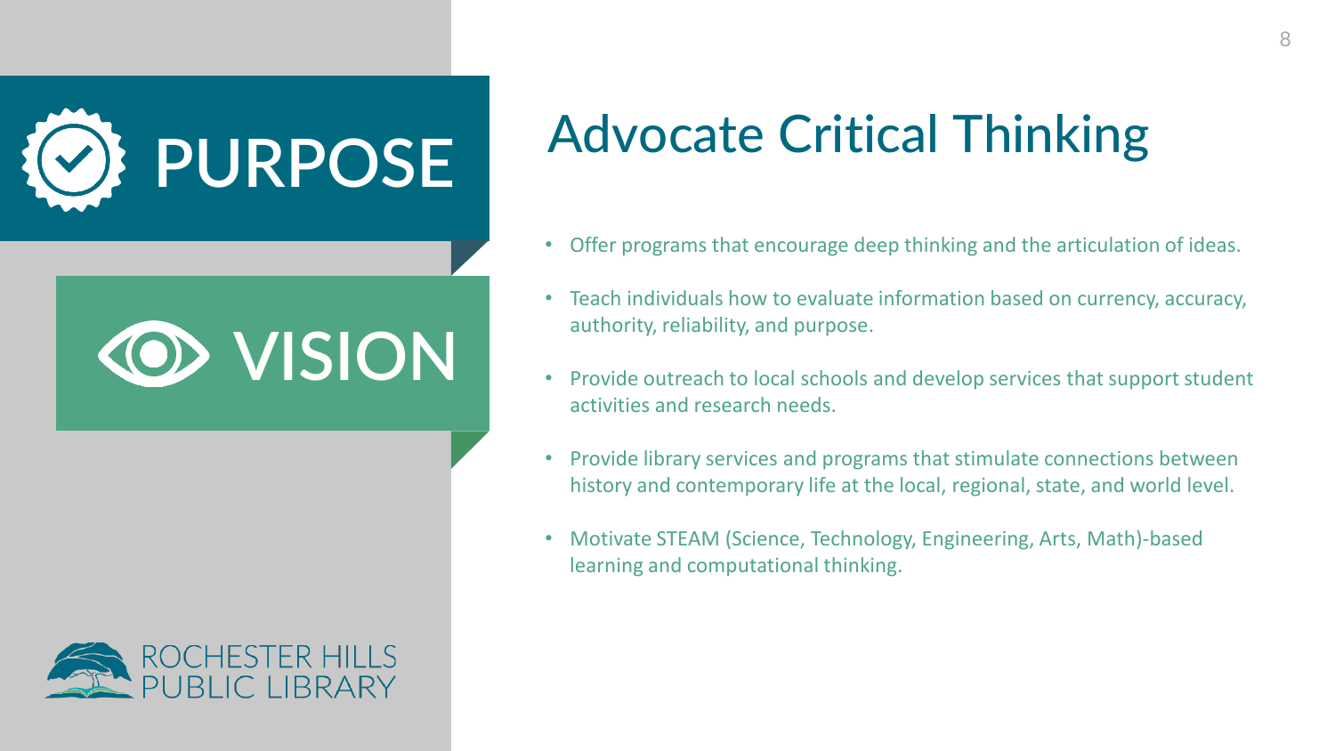# PURPOSE

# VISION

ROCHESTER HILLS PUBLIC LIBRARY

## Advocate Critical Thinking

- Offer programs that encourage deep thinking and the articulation of ideas.
- Teach individuals how to evaluate information based on currency, accuracy, authority, reliability, and purpose.
- Provide outreach to local schools and develop services that support student activities and research needs.
- Provide library services and programs that stimulate connections between history and contemporary life at the local, regional, state, and world level.
- Motivate STEAM (Science, Technology, Engineering, Arts, Math)-based learning and computational thinking.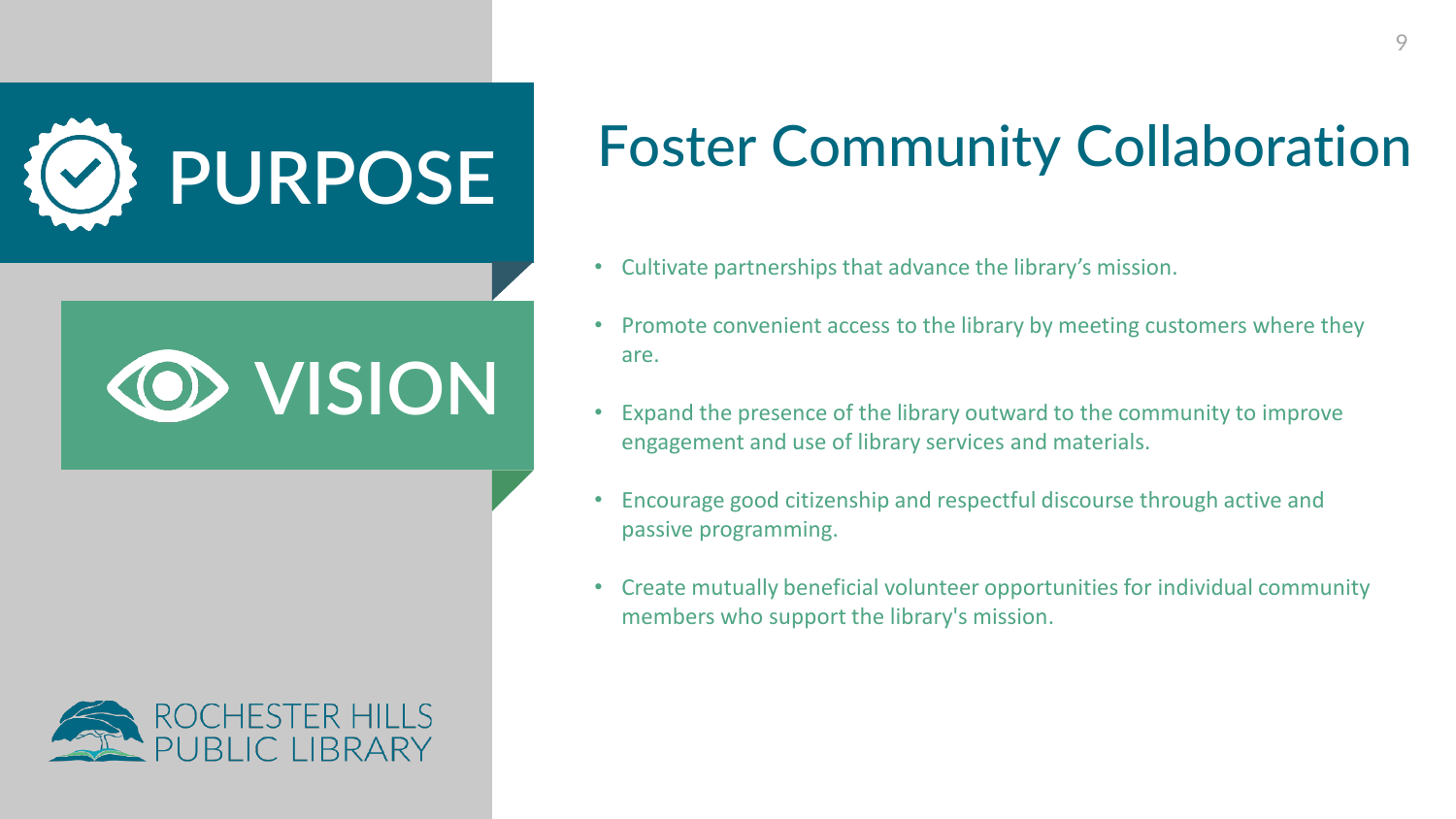PURPOSE

VISION

# Foster Community Collaboration

- Cultivate partnerships that advance the library's mission.
- Promote convenient access to the library by meeting customers where they are.
- Expand the presence of the library outward to the community to improve engagement and use of library services and materials.
- Encourage good citizenship and respectful discourse through active and passive programming.
- Create mutually beneficial volunteer opportunities for individual community members who support the library's mission.

ROCHESTER HILLS PUBLIC LIBRARY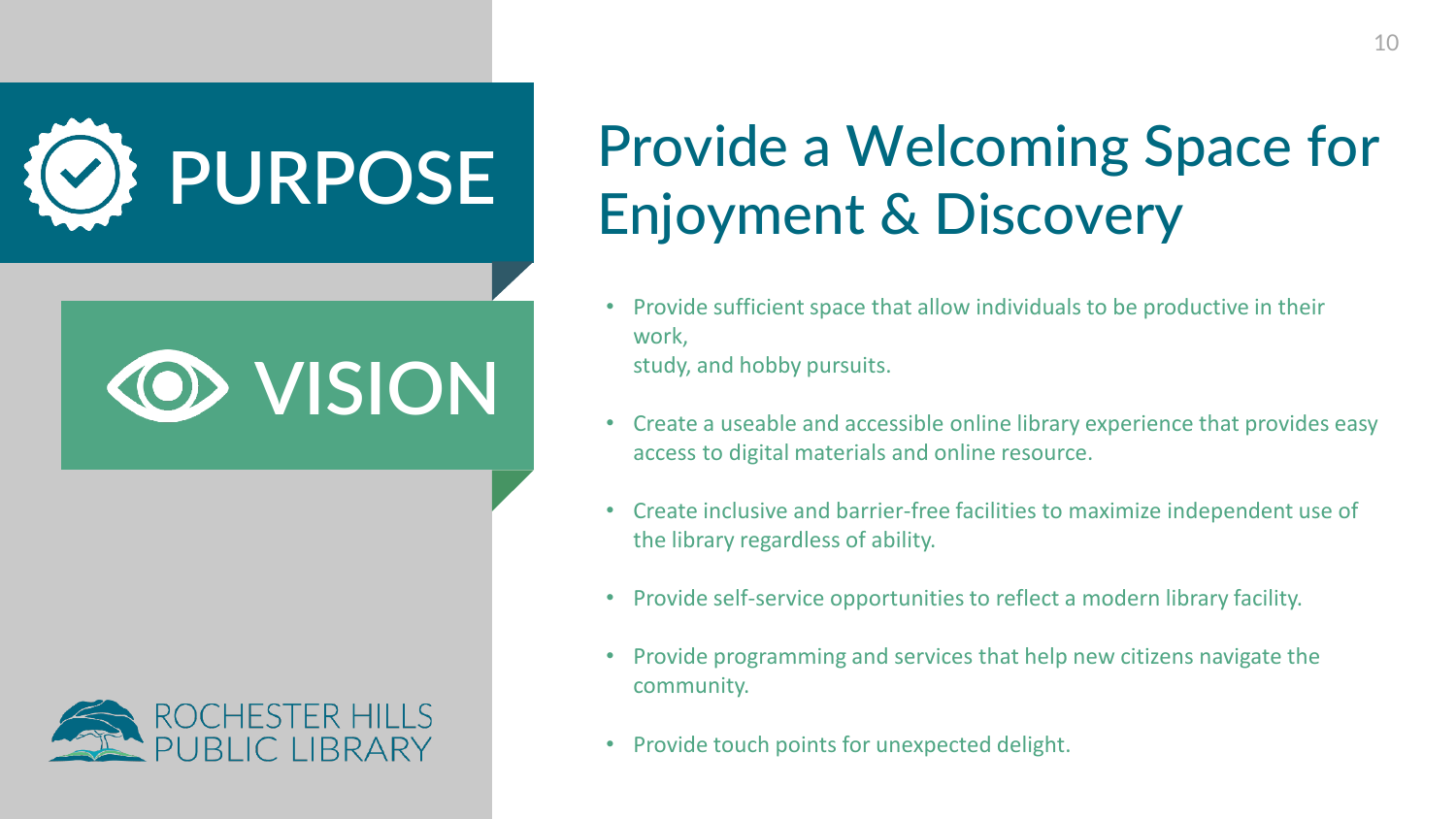PURPOSE

VISION

ROCHESTER HILLS PUBLIC LIBRARY

# Provide a Welcoming Space for Enjoyment & Discovery

- Provide sufficient space that allow individuals to be productive in their work,
  study, and hobby pursuits.
- Create a useable and accessible online library experience that provides easy access to digital materials and online resource.
- Create inclusive and barrier-free facilities to maximize independent use of the library regardless of ability.
- Provide self-service opportunities to reflect a modern library facility.
- Provide programming and services that help new citizens navigate the community.
- Provide touch points for unexpected delight.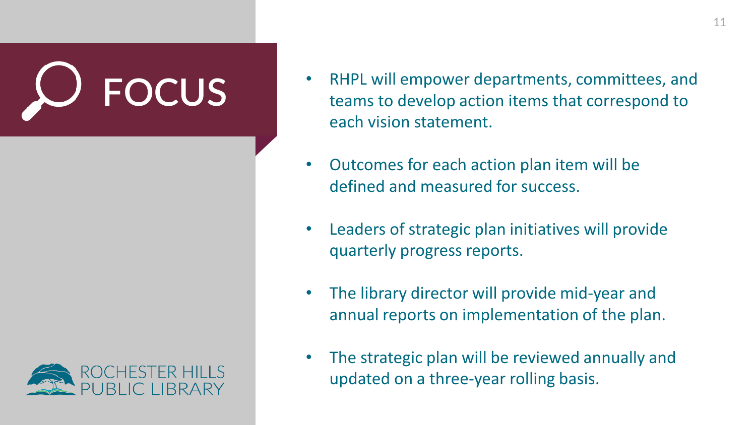# FOCUS

- RHPL will empower departments, committees, and teams to develop action items that correspond to each vision statement.
- Outcomes for each action plan item will be defined and measured for success.
- Leaders of strategic plan initiatives will provide quarterly progress reports.
- The library director will provide mid-year and annual reports on implementation of the plan.
- The strategic plan will be reviewed annually and updated on a three-year rolling basis.

ROCHESTER HILLS PUBLIC LIBRARY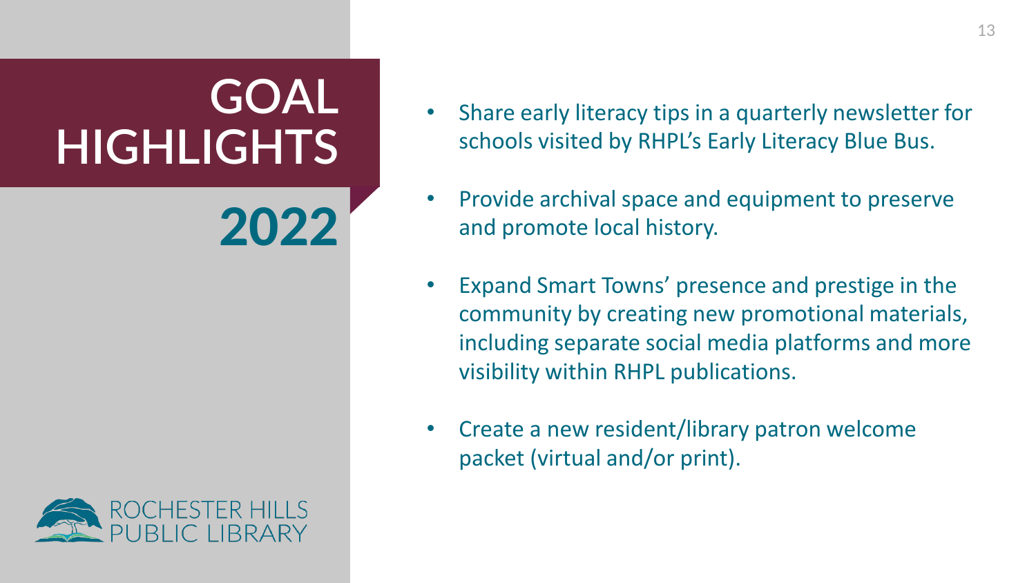# GOAL HIGHLIGHTS

## 2022

- Share early literacy tips in a quarterly newsletter for schools visited by RHPL's Early Literacy Blue Bus.
- Provide archival space and equipment to preserve and promote local history.
- Expand Smart Towns' presence and prestige in the community by creating new promotional materials, including separate social media platforms and more visibility within RHPL publications.
- Create a new resident/library patron welcome packet (virtual and/or print).

ROCHESTER HILLS PUBLIC LIBRARY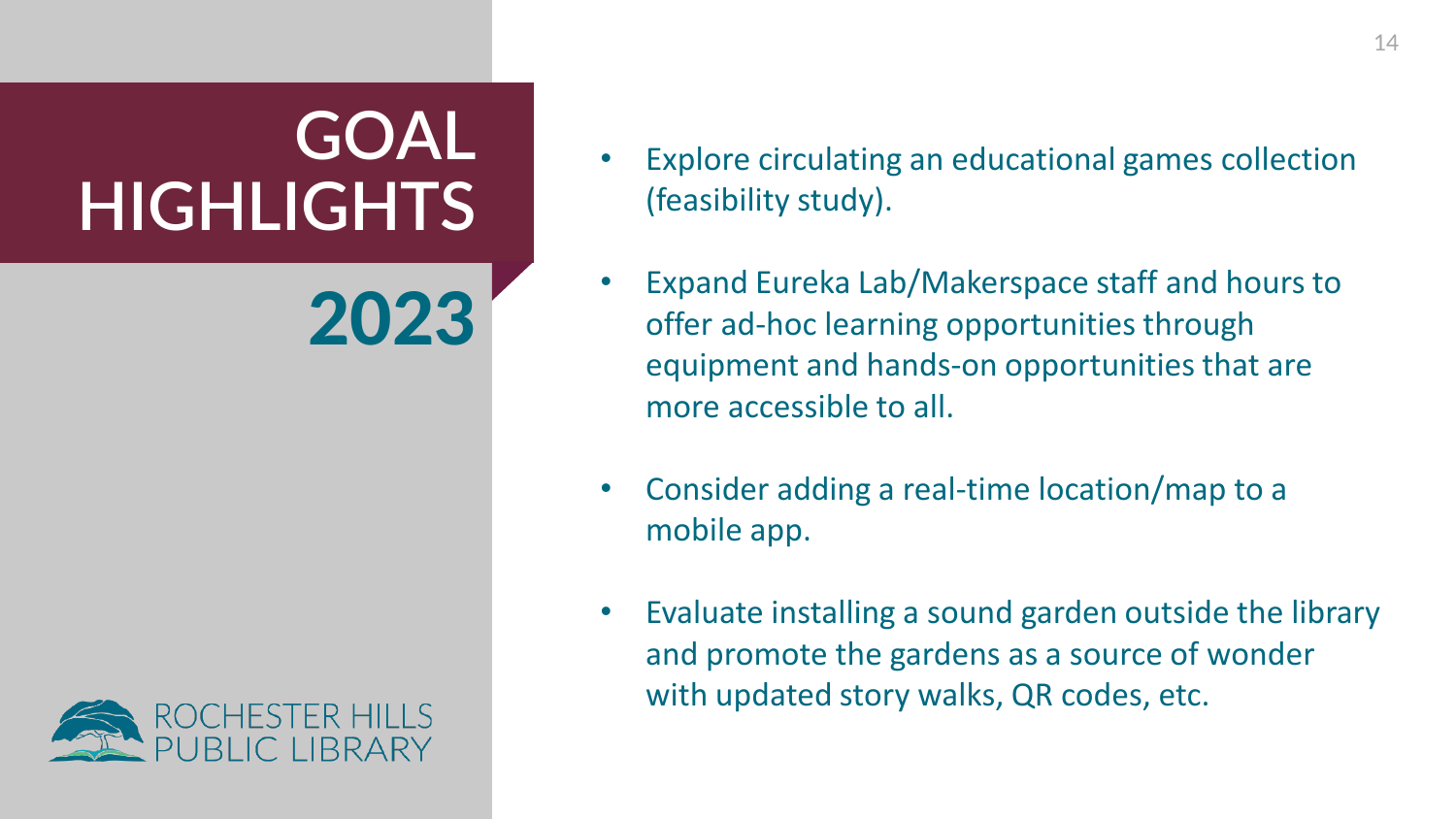# GOAL HIGHLIGHTS

## 2023

- Explore circulating an educational games collection (feasibility study).
- Expand Eureka Lab/Makerspace staff and hours to offer ad-hoc learning opportunities through equipment and hands-on opportunities that are more accessible to all.
- Consider adding a real-time location/map to a mobile app.
- Evaluate installing a sound garden outside the library and promote the gardens as a source of wonder with updated story walks, QR codes, etc.

ROCHESTER HILLS PUBLIC LIBRARY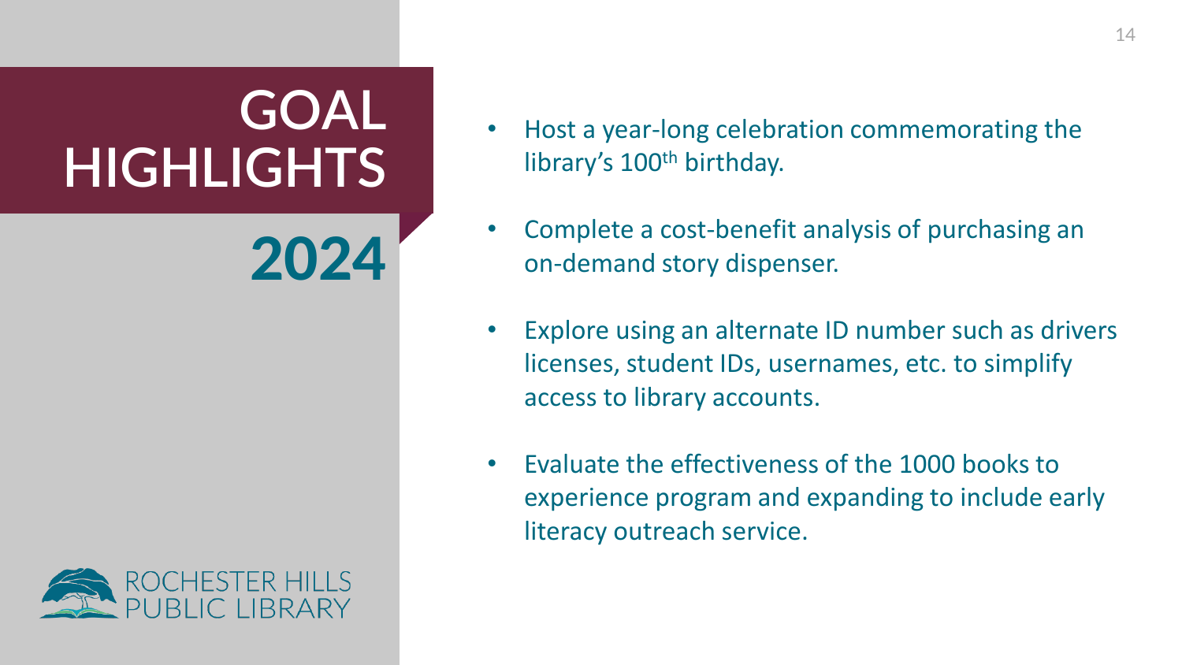# GOAL HIGHLIGHTS

## 2024

- Host a year-long celebration commemorating the library's 100th birthday.
- Complete a cost-benefit analysis of purchasing an on-demand story dispenser.
- Explore using an alternate ID number such as drivers licenses, student IDs, usernames, etc. to simplify access to library accounts.
- Evaluate the effectiveness of the 1000 books to experience program and expanding to include early literacy outreach service.

ROCHESTER HILLS PUBLIC LIBRARY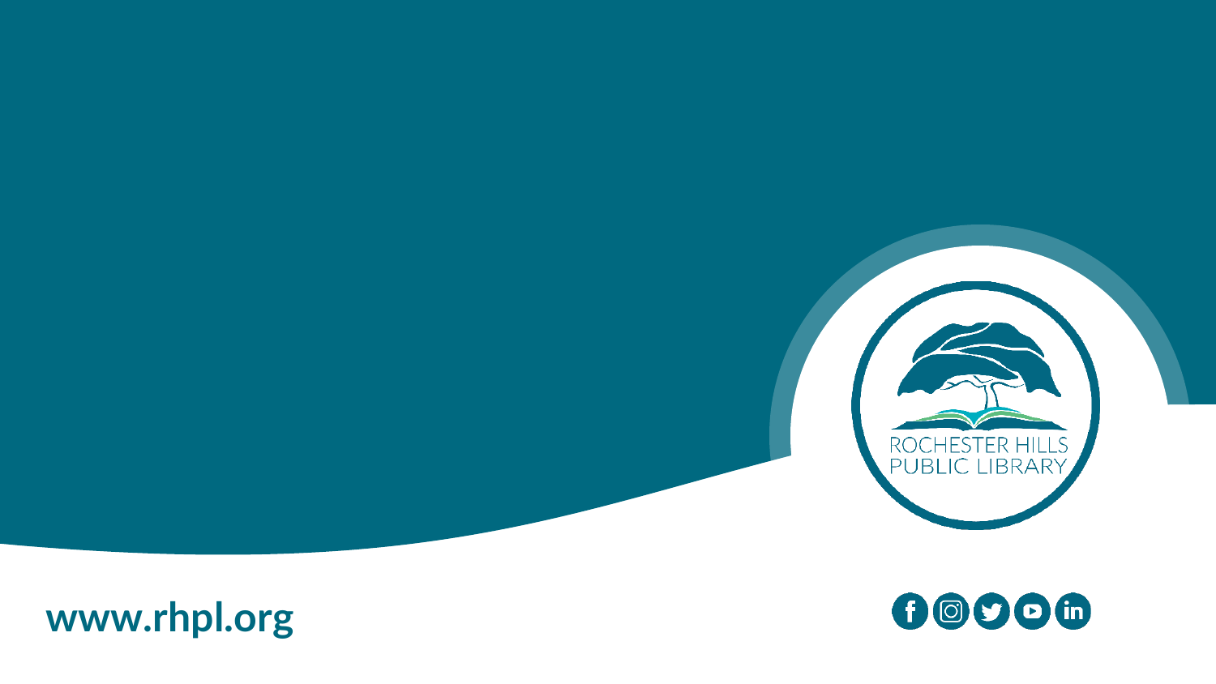ROCHESTER HILLS
PUBLIC LIBRARY

www.rhpl.org